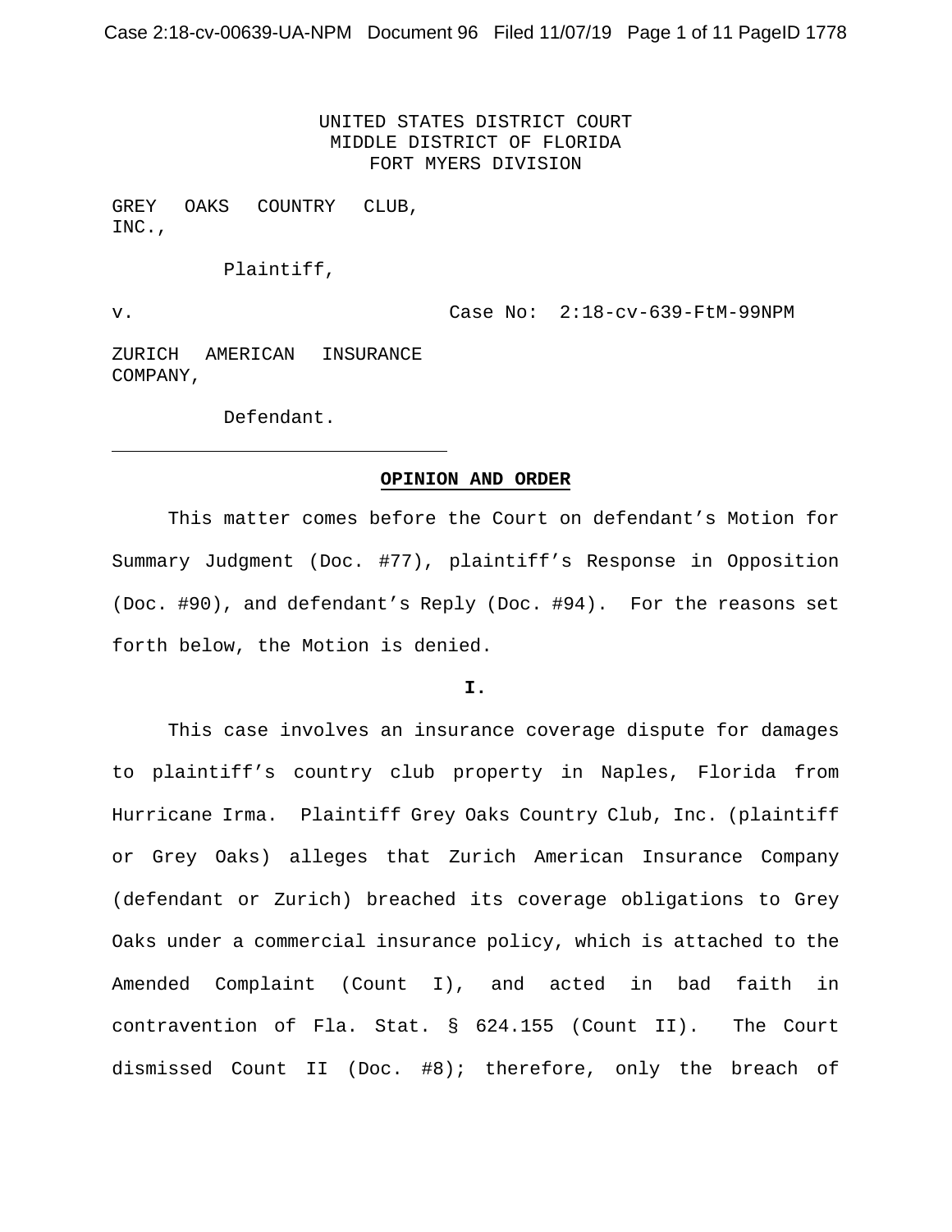UNITED STATES DISTRICT COURT
MIDDLE DISTRICT OF FLORIDA
FORT MYERS DIVISION

GREY OAKS COUNTRY CLUB, INC.,

Plaintiff,

v. Case No: 2:18-cv-639-FtM-99NPM

ZURICH AMERICAN INSURANCE COMPANY,

Defendant.

---

**OPINION AND ORDER**

This matter comes before the Court on defendant's Motion for Summary Judgment (Doc. #77), plaintiff's Response in Opposition (Doc. #90), and defendant's Reply (Doc. #94). For the reasons set forth below, the Motion is denied.

**I.**

This case involves an insurance coverage dispute for damages to plaintiff's country club property in Naples, Florida from Hurricane Irma. Plaintiff Grey Oaks Country Club, Inc. (plaintiff or Grey Oaks) alleges that Zurich American Insurance Company (defendant or Zurich) breached its coverage obligations to Grey Oaks under a commercial insurance policy, which is attached to the Amended Complaint (Count I), and acted in bad faith in contravention of Fla. Stat. § 624.155 (Count II). The Court dismissed Count II (Doc. #8); therefore, only the breach of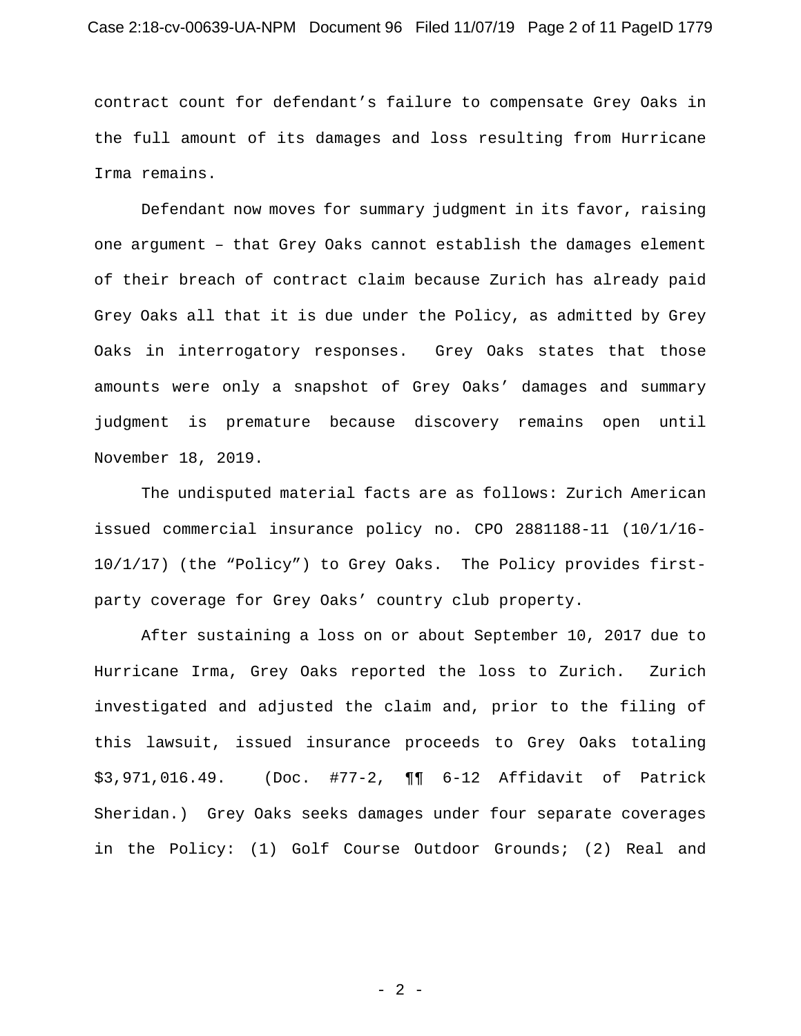contract count for defendant's failure to compensate Grey Oaks in the full amount of its damages and loss resulting from Hurricane Irma remains.

Defendant now moves for summary judgment in its favor, raising one argument – that Grey Oaks cannot establish the damages element of their breach of contract claim because Zurich has already paid Grey Oaks all that it is due under the Policy, as admitted by Grey Oaks in interrogatory responses. Grey Oaks states that those amounts were only a snapshot of Grey Oaks' damages and summary judgment is premature because discovery remains open until November 18, 2019.

The undisputed material facts are as follows: Zurich American issued commercial insurance policy no. CPO 2881188-11 (10/1/16-10/1/17) (the "Policy") to Grey Oaks. The Policy provides first-party coverage for Grey Oaks' country club property.

After sustaining a loss on or about September 10, 2017 due to Hurricane Irma, Grey Oaks reported the loss to Zurich. Zurich investigated and adjusted the claim and, prior to the filing of this lawsuit, issued insurance proceeds to Grey Oaks totaling $3,971,016.49. (Doc. #77-2, ¶¶ 6-12 Affidavit of Patrick Sheridan.) Grey Oaks seeks damages under four separate coverages in the Policy: (1) Golf Course Outdoor Grounds; (2) Real and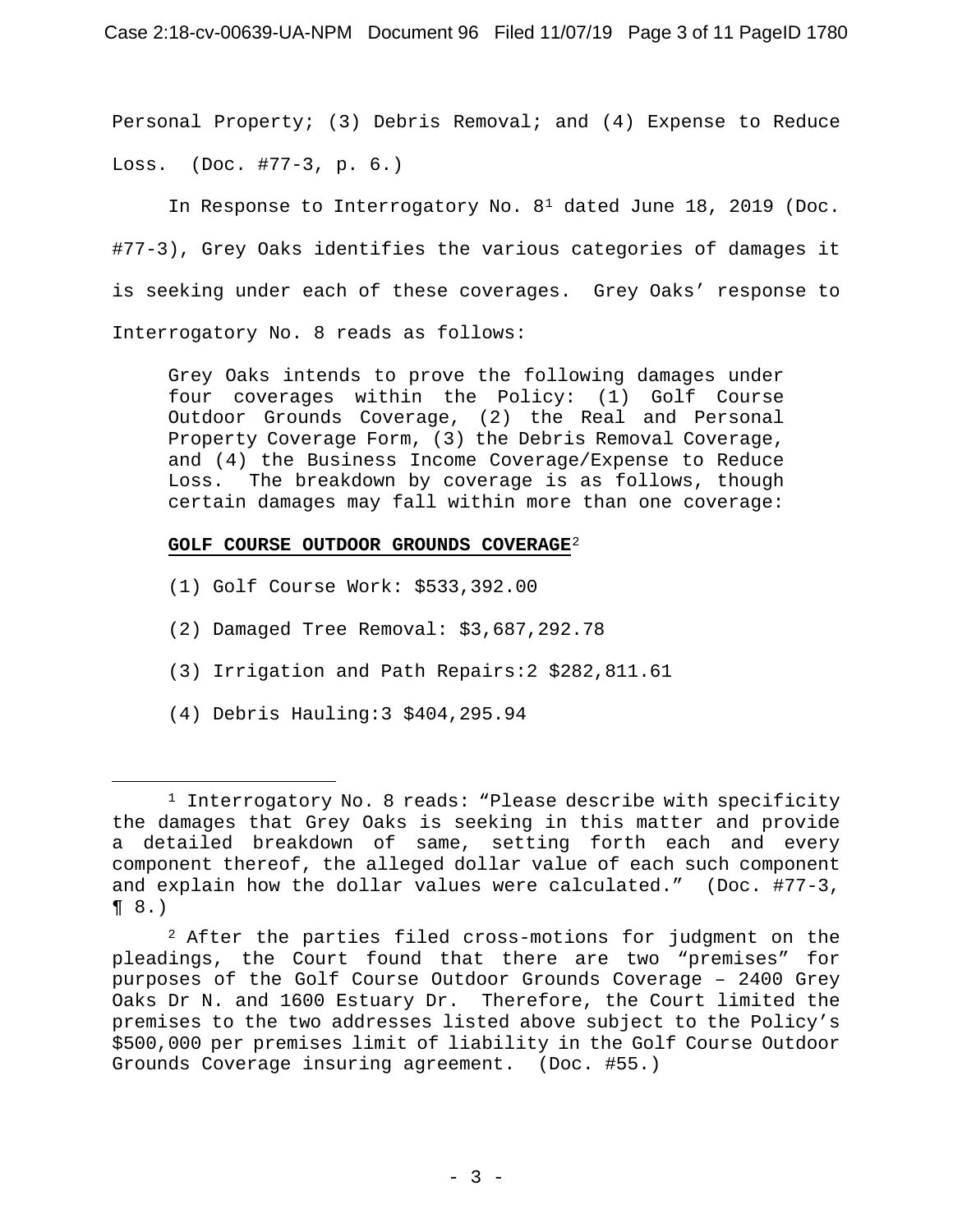Personal Property; (3) Debris Removal; and (4) Expense to Reduce Loss. (Doc. #77-3, p. 6.)

In Response to Interrogatory No. 8[1] dated June 18, 2019 (Doc. #77-3), Grey Oaks identifies the various categories of damages it is seeking under each of these coverages. Grey Oaks' response to Interrogatory No. 8 reads as follows:

> Grey Oaks intends to prove the following damages under four coverages within the Policy: (1) Golf Course Outdoor Grounds Coverage, (2) the Real and Personal Property Coverage Form, (3) the Debris Removal Coverage, and (4) the Business Income Coverage/Expense to Reduce Loss. The breakdown by coverage is as follows, though certain damages may fall within more than one coverage:
>
> **GOLF COURSE OUTDOOR GROUNDS COVERAGE**[2]
>
> (1) Golf Course Work: $533,392.00
>
> (2) Damaged Tree Removal: $3,687,292.78
>
> (3) Irrigation and Path Repairs:2 $282,811.61
>
> (4) Debris Hauling:3 $404,295.94

---

[1] Interrogatory No. 8 reads: "Please describe with specificity the damages that Grey Oaks is seeking in this matter and provide a detailed breakdown of same, setting forth each and every component thereof, the alleged dollar value of each such component and explain how the dollar values were calculated." (Doc. #77-3, ¶ 8.)

[2] After the parties filed cross-motions for judgment on the pleadings, the Court found that there are two "premises" for purposes of the Golf Course Outdoor Grounds Coverage – 2400 Grey Oaks Dr N. and 1600 Estuary Dr. Therefore, the Court limited the premises to the two addresses listed above subject to the Policy's $500,000 per premises limit of liability in the Golf Course Outdoor Grounds Coverage insuring agreement. (Doc. #55.)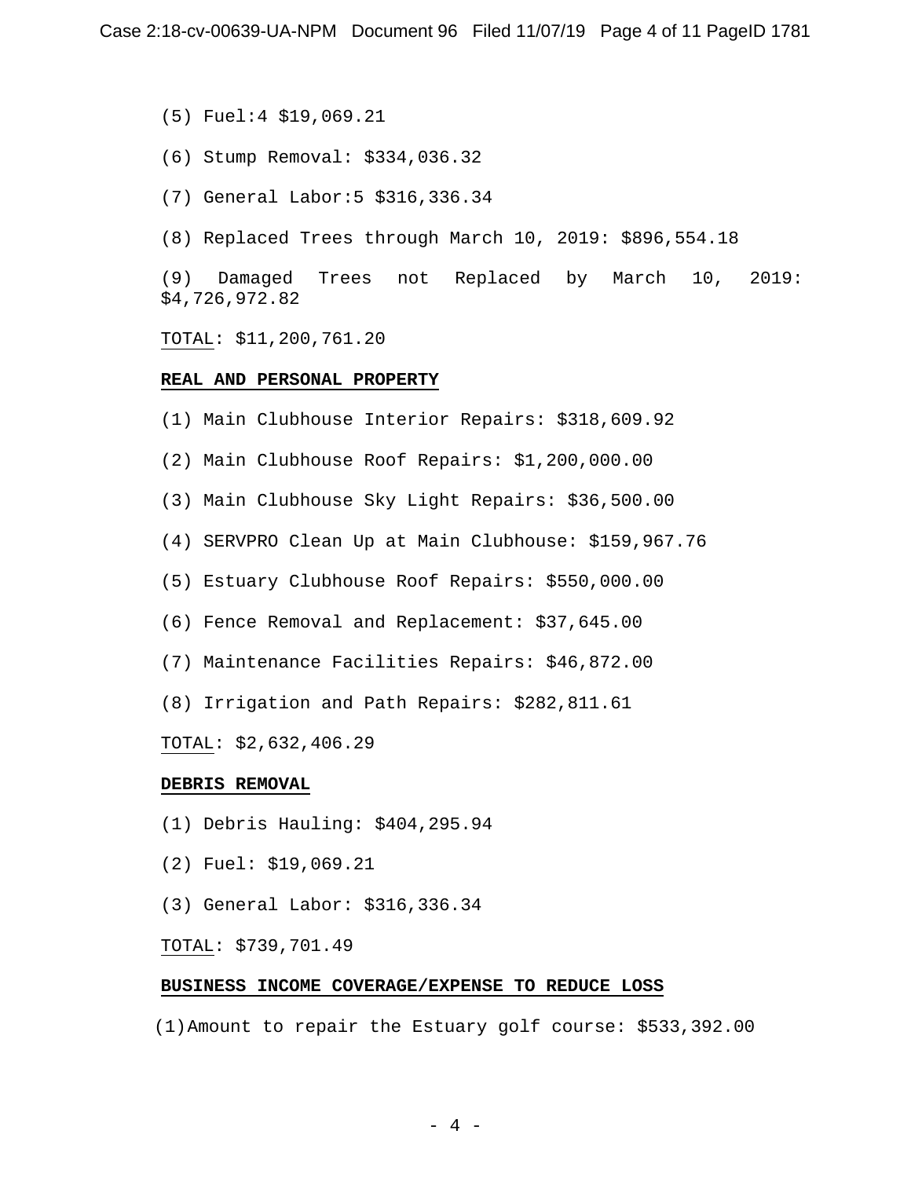(5) Fuel:[4] $19,069.21

(6) Stump Removal: $334,036.32

(7) General Labor:[5] $316,336.34

(8) Replaced Trees through March 10, 2019: $896,554.18

(9) Damaged Trees not Replaced by March 10, 2019: $4,726,972.82

TOTAL: $11,200,761.20

**REAL AND PERSONAL PROPERTY**

(1) Main Clubhouse Interior Repairs: $318,609.92

(2) Main Clubhouse Roof Repairs: $1,200,000.00

(3) Main Clubhouse Sky Light Repairs: $36,500.00

(4) SERVPRO Clean Up at Main Clubhouse: $159,967.76

(5) Estuary Clubhouse Roof Repairs: $550,000.00

(6) Fence Removal and Replacement: $37,645.00

(7) Maintenance Facilities Repairs: $46,872.00

(8) Irrigation and Path Repairs: $282,811.61

TOTAL: $2,632,406.29

**DEBRIS REMOVAL**

(1) Debris Hauling: $404,295.94

(2) Fuel: $19,069.21

(3) General Labor: $316,336.34

TOTAL: $739,701.49

**BUSINESS INCOME COVERAGE/EXPENSE TO REDUCE LOSS**

(1) Amount to repair the Estuary golf course: $533,392.00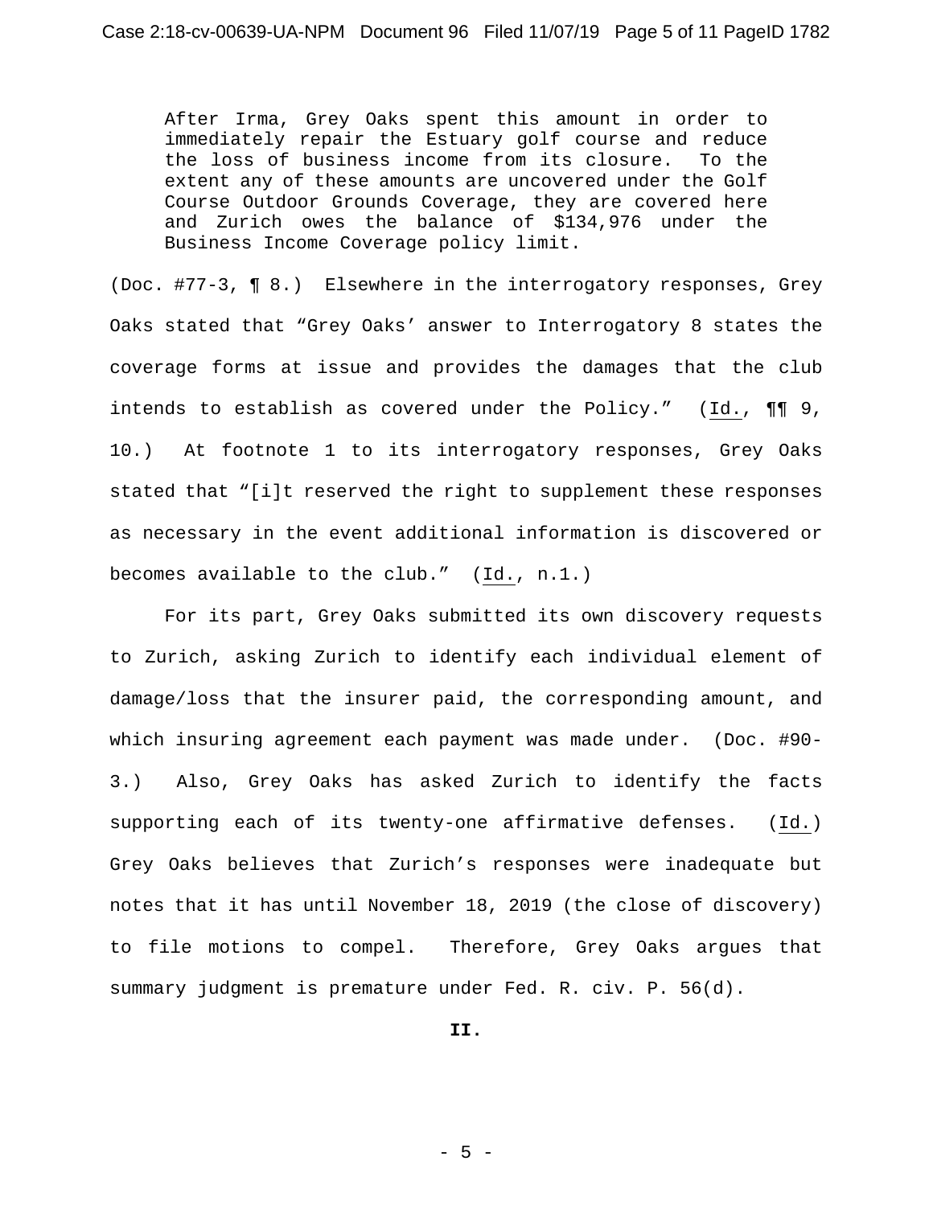> After Irma, Grey Oaks spent this amount in order to immediately repair the Estuary golf course and reduce the loss of business income from its closure. To the extent any of these amounts are uncovered under the Golf Course Outdoor Grounds Coverage, they are covered here and Zurich owes the balance of $134,976 under the Business Income Coverage policy limit.

(Doc. #77-3, ¶ 8.) Elsewhere in the interrogatory responses, Grey Oaks stated that "Grey Oaks' answer to Interrogatory 8 states the coverage forms at issue and provides the damages that the club intends to establish as covered under the Policy." (Id., ¶¶ 9, 10.) At footnote 1 to its interrogatory responses, Grey Oaks stated that "[i]t reserved the right to supplement these responses as necessary in the event additional information is discovered or becomes available to the club." (Id., n.1.)

For its part, Grey Oaks submitted its own discovery requests to Zurich, asking Zurich to identify each individual element of damage/loss that the insurer paid, the corresponding amount, and which insuring agreement each payment was made under. (Doc. #90-3.) Also, Grey Oaks has asked Zurich to identify the facts supporting each of its twenty-one affirmative defenses. (Id.) Grey Oaks believes that Zurich's responses were inadequate but notes that it has until November 18, 2019 (the close of discovery) to file motions to compel. Therefore, Grey Oaks argues that summary judgment is premature under Fed. R. civ. P. 56(d).

**II.**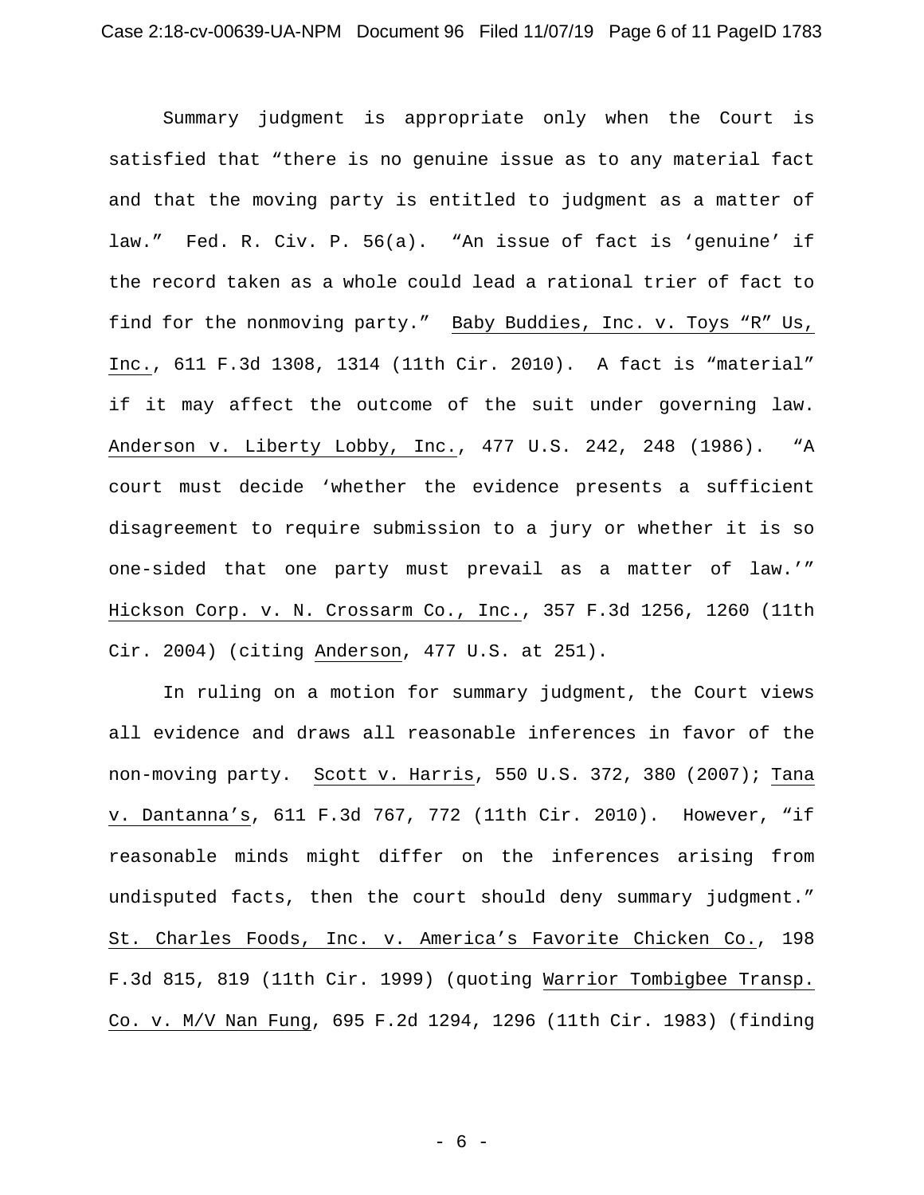Summary judgment is appropriate only when the Court is satisfied that "there is no genuine issue as to any material fact and that the moving party is entitled to judgment as a matter of law." Fed. R. Civ. P. 56(a). "An issue of fact is 'genuine' if the record taken as a whole could lead a rational trier of fact to find for the nonmoving party." Baby Buddies, Inc. v. Toys "R" Us, Inc., 611 F.3d 1308, 1314 (11th Cir. 2010). A fact is "material" if it may affect the outcome of the suit under governing law. Anderson v. Liberty Lobby, Inc., 477 U.S. 242, 248 (1986). "A court must decide 'whether the evidence presents a sufficient disagreement to require submission to a jury or whether it is so one-sided that one party must prevail as a matter of law.'" Hickson Corp. v. N. Crossarm Co., Inc., 357 F.3d 1256, 1260 (11th Cir. 2004) (citing Anderson, 477 U.S. at 251).

In ruling on a motion for summary judgment, the Court views all evidence and draws all reasonable inferences in favor of the non-moving party. Scott v. Harris, 550 U.S. 372, 380 (2007); Tana v. Dantanna's, 611 F.3d 767, 772 (11th Cir. 2010). However, "if reasonable minds might differ on the inferences arising from undisputed facts, then the court should deny summary judgment." St. Charles Foods, Inc. v. America's Favorite Chicken Co., 198 F.3d 815, 819 (11th Cir. 1999) (quoting Warrior Tombigbee Transp. Co. v. M/V Nan Fung, 695 F.2d 1294, 1296 (11th Cir. 1983) (finding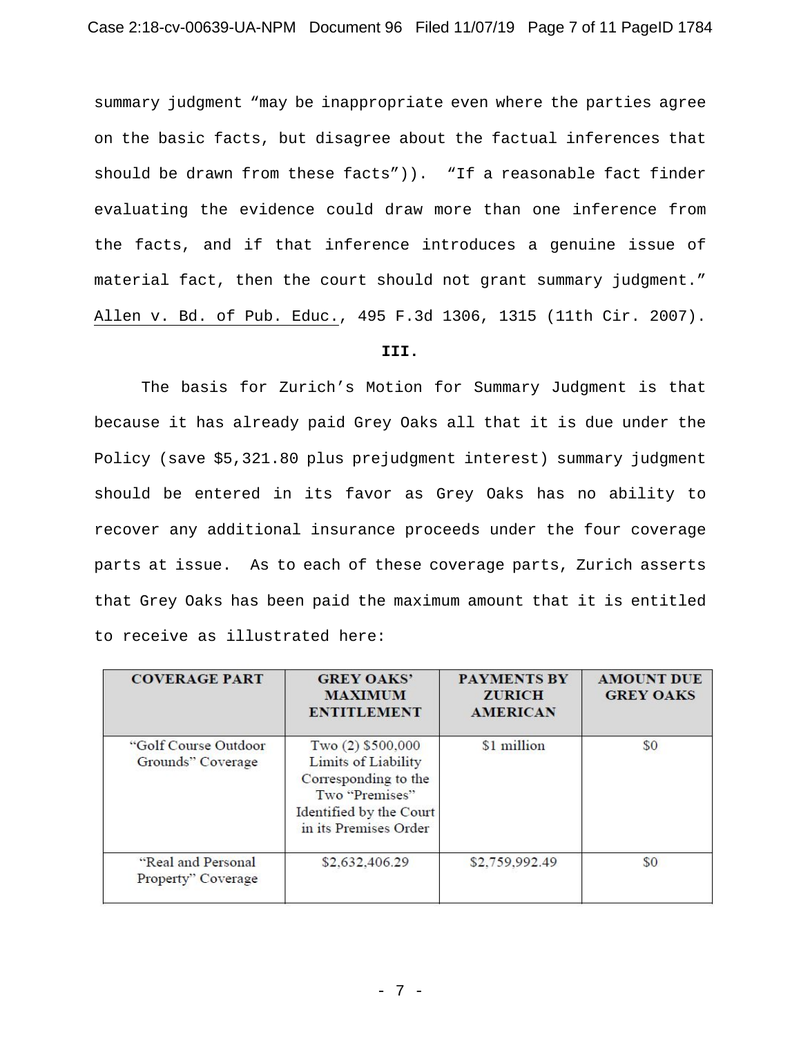summary judgment "may be inappropriate even where the parties agree on the basic facts, but disagree about the factual inferences that should be drawn from these facts")). "If a reasonable fact finder evaluating the evidence could draw more than one inference from the facts, and if that inference introduces a genuine issue of material fact, then the court should not grant summary judgment." Allen v. Bd. of Pub. Educ., 495 F.3d 1306, 1315 (11th Cir. 2007).

**III.**

The basis for Zurich's Motion for Summary Judgment is that because it has already paid Grey Oaks all that it is due under the Policy (save $5,321.80 plus prejudgment interest) summary judgment should be entered in its favor as Grey Oaks has no ability to recover any additional insurance proceeds under the four coverage parts at issue. As to each of these coverage parts, Zurich asserts that Grey Oaks has been paid the maximum amount that it is entitled to receive as illustrated here:

| COVERAGE PART | GREY OAKS' MAXIMUM ENTITLEMENT | PAYMENTS BY ZURICH AMERICAN | AMOUNT DUE GREY OAKS |
|---|---|---|---|
| "Golf Course Outdoor Grounds" Coverage | Two (2) $500,000 Limits of Liability Corresponding to the Two "Premises" Identified by the Court in its Premises Order | $1 million | $0 |
| "Real and Personal Property" Coverage | $2,632,406.29 | $2,759,992.49 | $0 |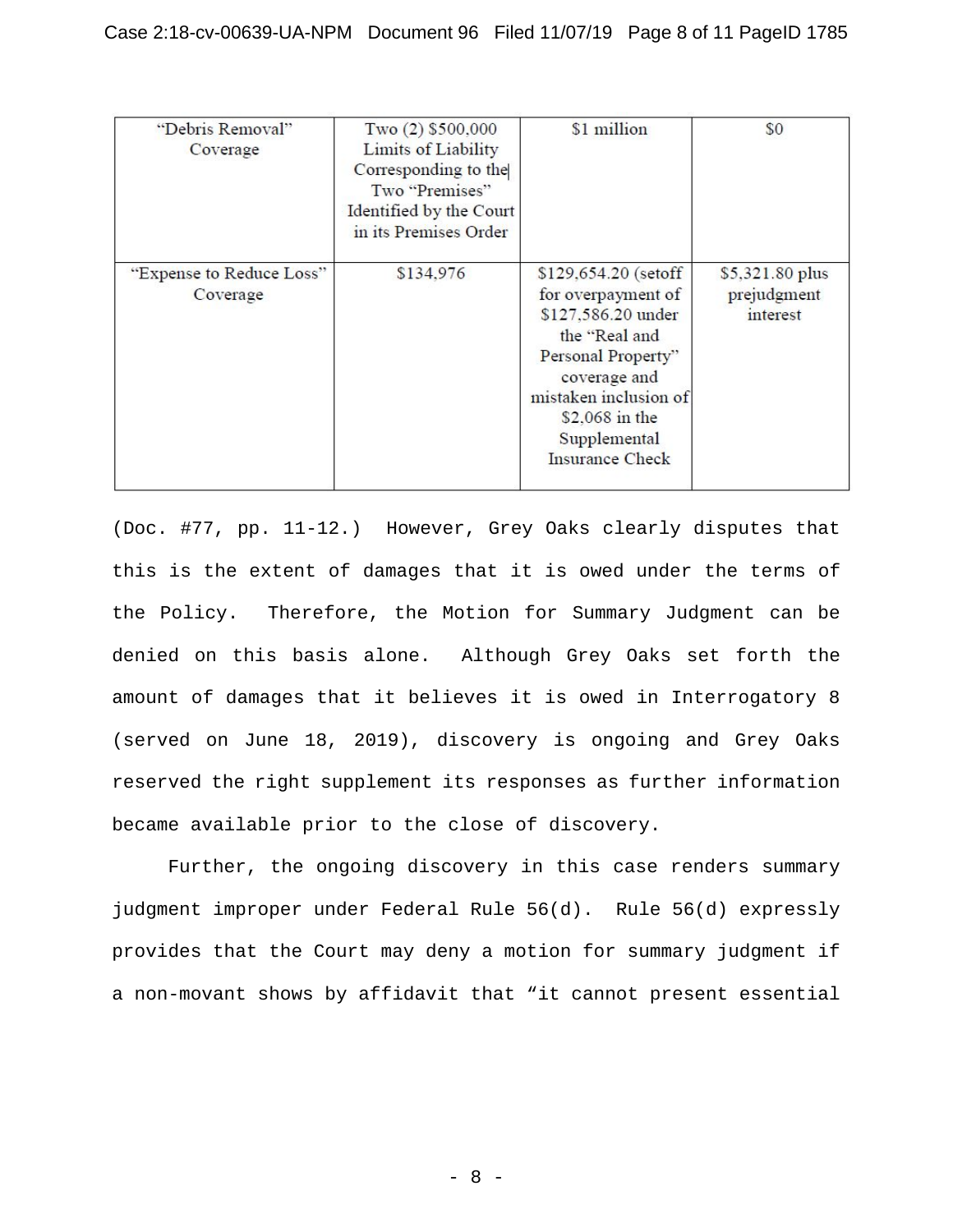| | | | |
|---|---|---|---|
| "Debris Removal" Coverage | Two (2) $500,000 Limits of Liability Corresponding to the Two "Premises" Identified by the Court in its Premises Order | $1 million | $0 |
| "Expense to Reduce Loss" Coverage | $134,976 | $129,654.20 (setoff for overpayment of $127,586.20 under the "Real and Personal Property" coverage and mistaken inclusion of $2,068 in the Supplemental Insurance Check | $5,321.80 plus prejudgment interest |

(Doc. #77, pp. 11-12.) However, Grey Oaks clearly disputes that this is the extent of damages that it is owed under the terms of the Policy. Therefore, the Motion for Summary Judgment can be denied on this basis alone. Although Grey Oaks set forth the amount of damages that it believes it is owed in Interrogatory 8 (served on June 18, 2019), discovery is ongoing and Grey Oaks reserved the right supplement its responses as further information became available prior to the close of discovery.

Further, the ongoing discovery in this case renders summary judgment improper under Federal Rule 56(d). Rule 56(d) expressly provides that the Court may deny a motion for summary judgment if a non-movant shows by affidavit that "it cannot present essential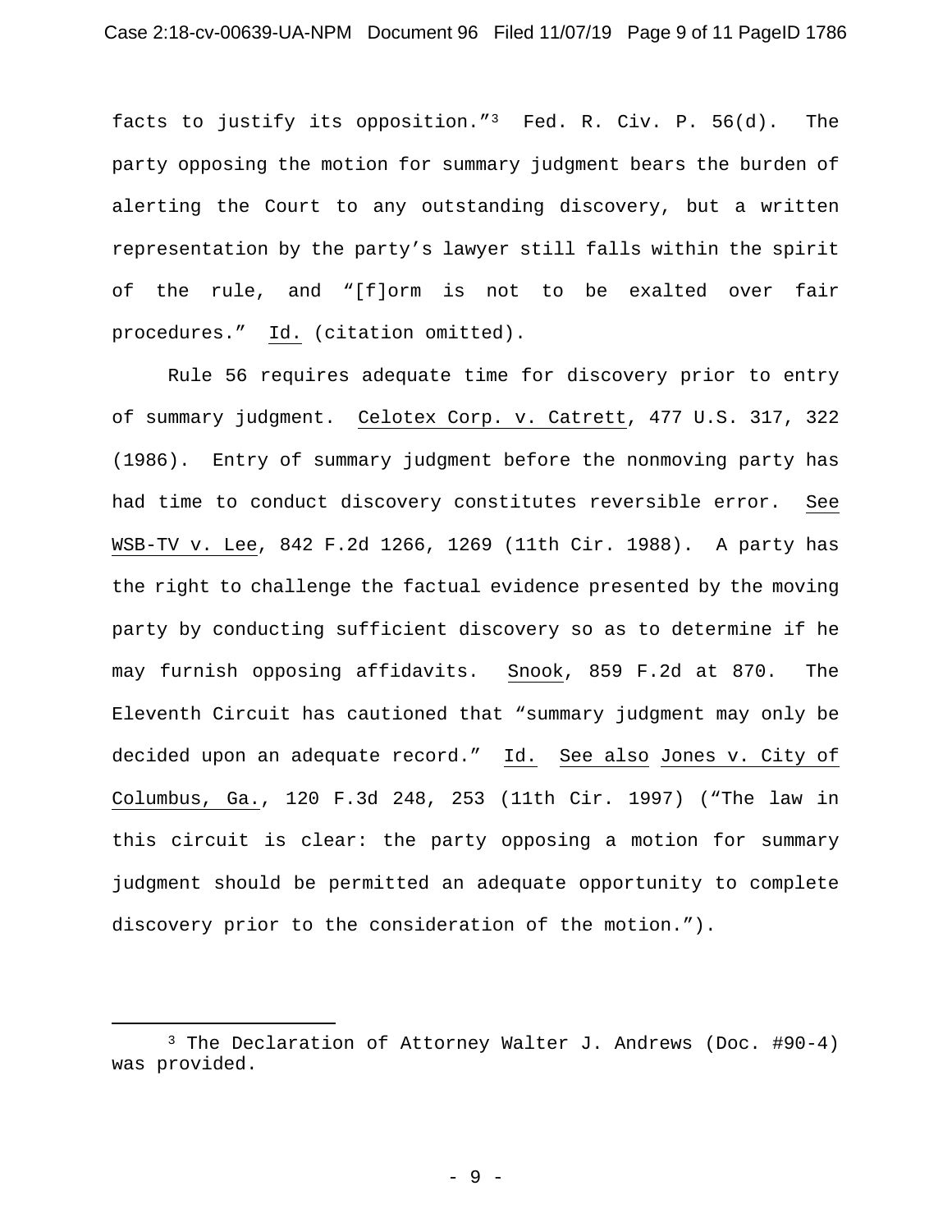facts to justify its opposition."[3] Fed. R. Civ. P. 56(d). The party opposing the motion for summary judgment bears the burden of alerting the Court to any outstanding discovery, but a written representation by the party's lawyer still falls within the spirit of the rule, and "[f]orm is not to be exalted over fair procedures." Id. (citation omitted).

Rule 56 requires adequate time for discovery prior to entry of summary judgment. Celotex Corp. v. Catrett, 477 U.S. 317, 322 (1986). Entry of summary judgment before the nonmoving party has had time to conduct discovery constitutes reversible error. See WSB-TV v. Lee, 842 F.2d 1266, 1269 (11th Cir. 1988). A party has the right to challenge the factual evidence presented by the moving party by conducting sufficient discovery so as to determine if he may furnish opposing affidavits. Snook, 859 F.2d at 870. The Eleventh Circuit has cautioned that "summary judgment may only be decided upon an adequate record." Id. See also Jones v. City of Columbus, Ga., 120 F.3d 248, 253 (11th Cir. 1997) ("The law in this circuit is clear: the party opposing a motion for summary judgment should be permitted an adequate opportunity to complete discovery prior to the consideration of the motion.").

---

[3] The Declaration of Attorney Walter J. Andrews (Doc. #90-4) was provided.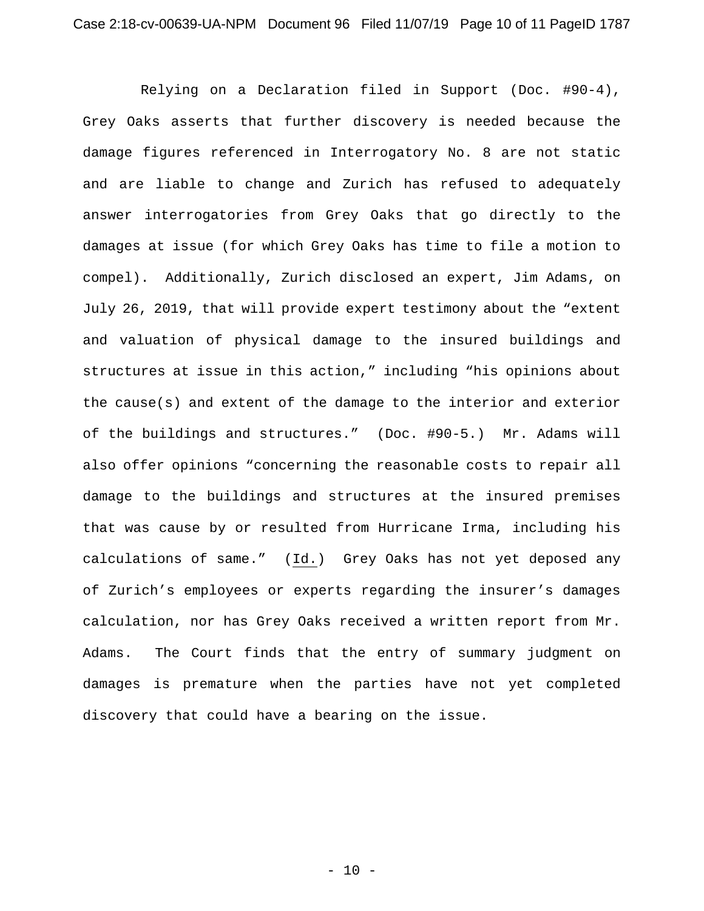Relying on a Declaration filed in Support (Doc. #90-4), Grey Oaks asserts that further discovery is needed because the damage figures referenced in Interrogatory No. 8 are not static and are liable to change and Zurich has refused to adequately answer interrogatories from Grey Oaks that go directly to the damages at issue (for which Grey Oaks has time to file a motion to compel). Additionally, Zurich disclosed an expert, Jim Adams, on July 26, 2019, that will provide expert testimony about the "extent and valuation of physical damage to the insured buildings and structures at issue in this action," including "his opinions about the cause(s) and extent of the damage to the interior and exterior of the buildings and structures." (Doc. #90-5.) Mr. Adams will also offer opinions "concerning the reasonable costs to repair all damage to the buildings and structures at the insured premises that was cause by or resulted from Hurricane Irma, including his calculations of same." (Id.) Grey Oaks has not yet deposed any of Zurich's employees or experts regarding the insurer's damages calculation, nor has Grey Oaks received a written report from Mr. Adams. The Court finds that the entry of summary judgment on damages is premature when the parties have not yet completed discovery that could have a bearing on the issue.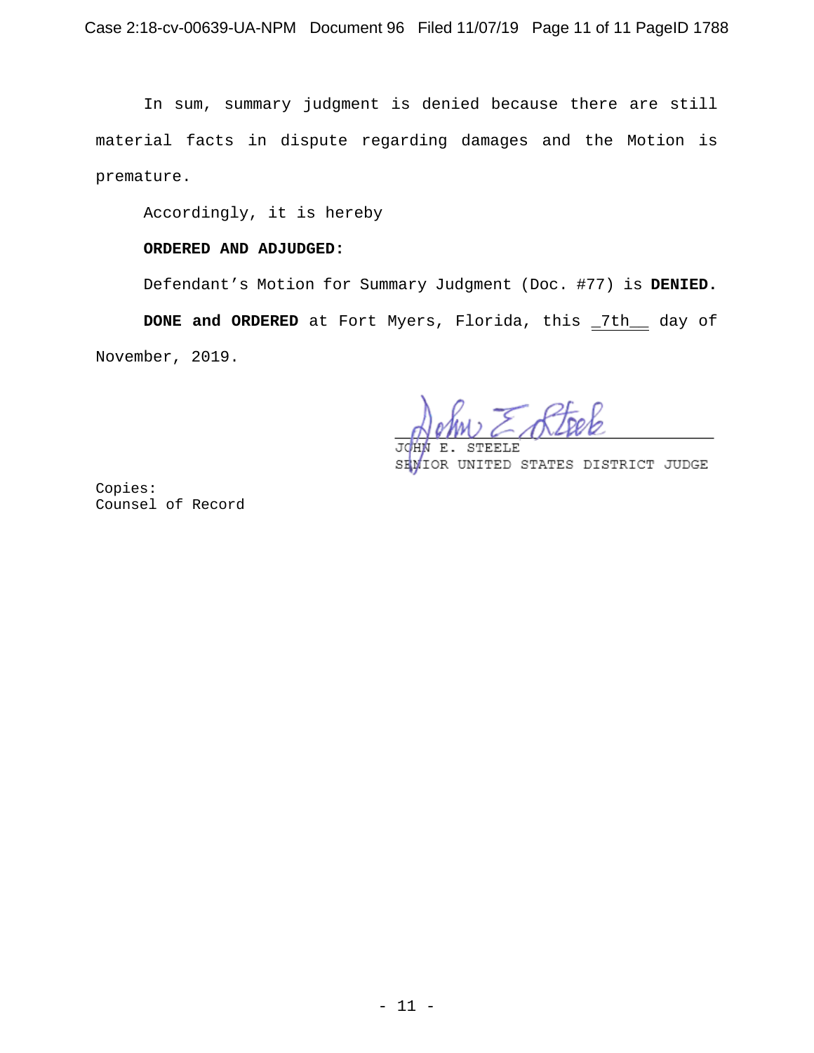In sum, summary judgment is denied because there are still material facts in dispute regarding damages and the Motion is premature.

Accordingly, it is hereby

**ORDERED AND ADJUDGED:**

Defendant's Motion for Summary Judgment (Doc. #77) is **DENIED.**

**DONE and ORDERED** at Fort Myers, Florida, this _7th__ day of November, 2019.

JOHN E. STEELE
SENIOR UNITED STATES DISTRICT JUDGE

Copies:
Counsel of Record